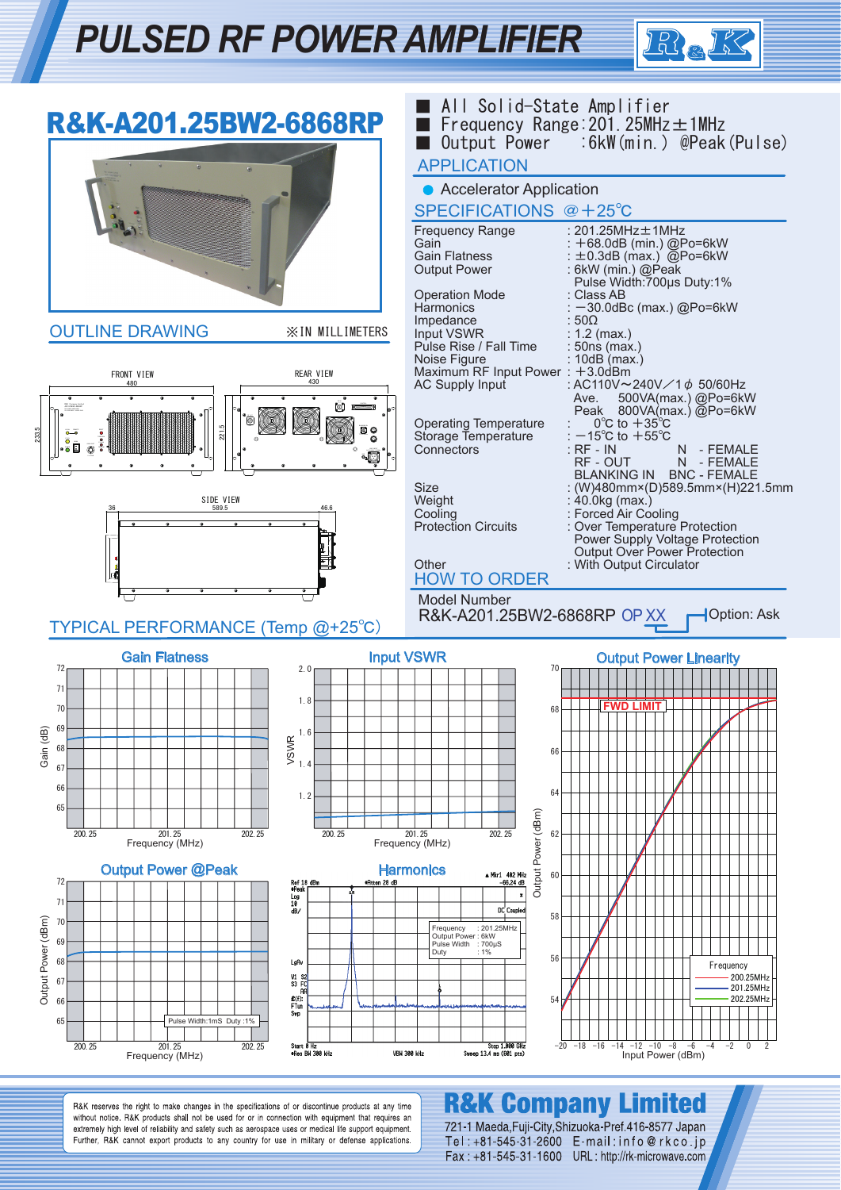# PULSED RF POWER AMPLIFIER

R&K

## R&K-A201.25BW2-6868RP

- All Solid-State Amplifier
- Frequency Range : 201.25MHz±1MHz
- Output Power : 6kW (min.) @Peak (Pulse)

### APPLICATION

- Accelerator Application

### SPECIFICATIONS @+25℃

| | |
|---|---|
| Frequency Range | : 201.25MHz±1MHz |
| Gain | : +68.0dB (min.) @Po=6kW |
| Gain Flatness | : ±0.3dB (max.) @Po=6kW |
| Output Power | : 6kW (min.) @Peak<br>Pulse Width:700μs Duty:1% |
| Operation Mode | : Class AB |
| Harmonics | : −30.0dBc (max.) @Po=6kW |
| Impedance | : 50Ω |
| Input VSWR | : 1.2 (max.) |
| Pulse Rise / Fall Time | : 50ns (max.) |
| Noise Figure | : 10dB (max.) |
| Maximum RF Input Power | : +3.0dBm |
| AC Supply Input | : AC110V〜240V／1φ 50/60Hz<br>Ave. 500VA(max.) @Po=6kW<br>Peak 800VA(max.) @Po=6kW |
| Operating Temperature | : 0℃ to +35℃ |
| Storage Temperature | : −15℃ to +55℃ |
| Connectors | : RF - IN N - FEMALE<br>RF - OUT N - FEMALE<br>BLANKING IN BNC - FEMALE |
| Size | : (W)480mm×(D)589.5mm×(H)221.5mm |
| Weight | : 40.0kg (max.) |
| Cooling | : Forced Air Cooling |
| Protection Circuits | : Over Temperature Protection<br>Power Supply Voltage Protection<br>Output Over Power Protection |
| Other | : With Output Circulator |

### HOW TO ORDER

Model Number

R&K-A201.25BW2-6868RP OP XX — Option: Ask

### OUTLINE DRAWING

※IN MILLIMETERS

FRONT VIEW 480, 233.5 — REAR VIEW 430, 221.5 — SIDE VIEW 36, 589.5, 46.6

### TYPICAL PERFORMANCE (Temp @+25℃)

Gain Flatness — Gain (dB) vs Frequency (MHz), 200.25 – 202.25

Input VSWR — VSWR vs Frequency (MHz), 200.25 – 202.25

Output Power Linearity — Output Power (dBm) vs Input Power (dBm); FWD LIMIT; Frequency: 200.25MHz, 201.25MHz, 202.25MHz

Output Power @Peak — Output Power (dBm) vs Frequency (MHz); Pulse Width:1mS Duty:1%

Harmonics — Frequency: 201.25MHz, Output Power: 6kW, Pulse Width: 700μS, Duty: 1%; Mkr1 402 MHz −66.24 dB

---

R&K reserves the right to make changes in the specifications of or discontinue products at any time without notice. R&K products shall not be used for or in connection with equipment that requires an extremely high level of reliability and safety such as aerospace uses or medical life support equipment. Further, R&K cannot export products to any country for use in military or defense applications.

**R&K Company Limited**

721-1 Maeda,Fuji-City,Shizuoka-Pref.416-8577 Japan
Tel : +81-545-31-2600 E-mail : info@rkco.jp
Fax : +81-545-31-1600 URL : http://rk-microwave.com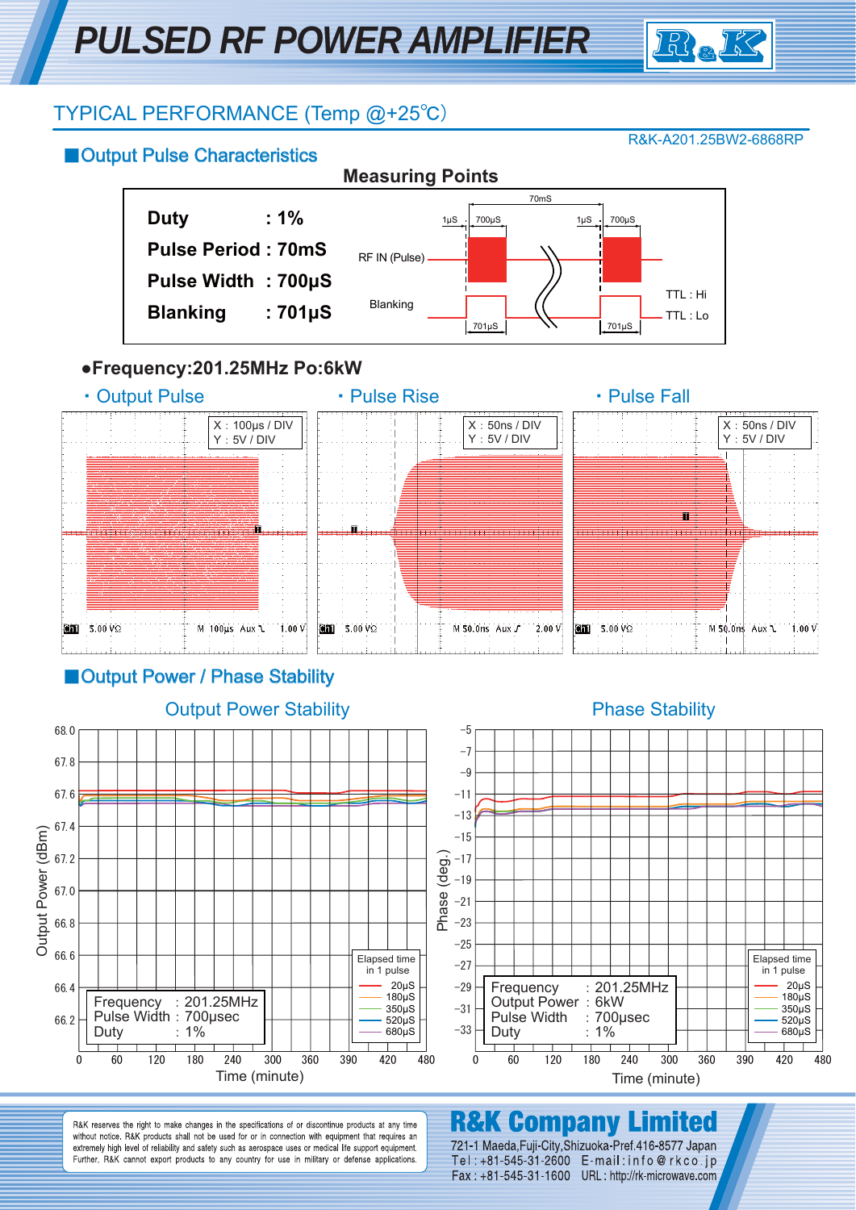# PULSED RF POWER AMPLIFIER

## TYPICAL PERFORMANCE (Temp @+25℃)

R&K-A201.25BW2-6868RP

### ■Output Pulse Characteristics

**Measuring Points**

**Duty : 1%**

**Pulse Period : 70mS**

**Pulse Width : 700μS**

**Blanking : 701μS**

70mS
1μS
700μS
1μS
700μS
RF IN (Pulse)
Blanking
TTL : Hi
TTL : Lo
701μS
701μS

**●Frequency:201.25MHz Po:6kW**

・Output Pulse

X : 100μs / DIV
Y : 5V / DIV
Ch1 5.00 VΩ M 100μs Aux ⌐ 1.00 V

・Pulse Rise

X : 50ns / DIV
Y : 5V / DIV
Ch1 5.00 VΩ M 50.0ns Aux ⌐ 2.00 V

・Pulse Fall

X : 50ns / DIV
Y : 5V / DIV
Ch1 5.00 VΩ M 50.0ns Aux ⌐ 1.00 V

### ■Output Power / Phase Stability

Output Power Stability

Output Power (dBm)
68.0
67.8
67.6
67.4
67.2
67.0
66.8
66.6
66.4
66.2
0 60 120 180 240 300 360 390 420 480
Time (minute)

Frequency : 201.25MHz
Pulse Width : 700μsec
Duty : 1%

Elapsed time in 1 pulse
20μS
180μS
350μS
520μS
680μS

Phase Stability

Phase (deg.)
−5
−7
−9
−11
−13
−15
−17
−19
−21
−23
−25
−27
−29
−31
−33
0 60 120 180 240 300 360 390 420 480
Time (minute)

Frequency : 201.25MHz
Output Power : 6kW
Pulse Width : 700μsec
Duty : 1%

Elapsed time in 1 pulse
20μS
180μS
350μS
520μS
680μS

R&K reserves the right to make changes in the specifications of or discontinue products at any time without notice. R&K products shall not be used for or in connection with equipment that requires an extremely high level of reliability and safety such as aerospace uses or medical life support equipment. Further, R&K cannot export products to any country for use in military or defense applications.

**R&K Company Limited**
721-1 Maeda,Fuji-City,Shizuoka-Pref.416-8577 Japan
Tel : +81-545-31-2600 E-mail : info@rkco.jp
Fax : +81-545-31-1600 URL : http://rk-microwave.com